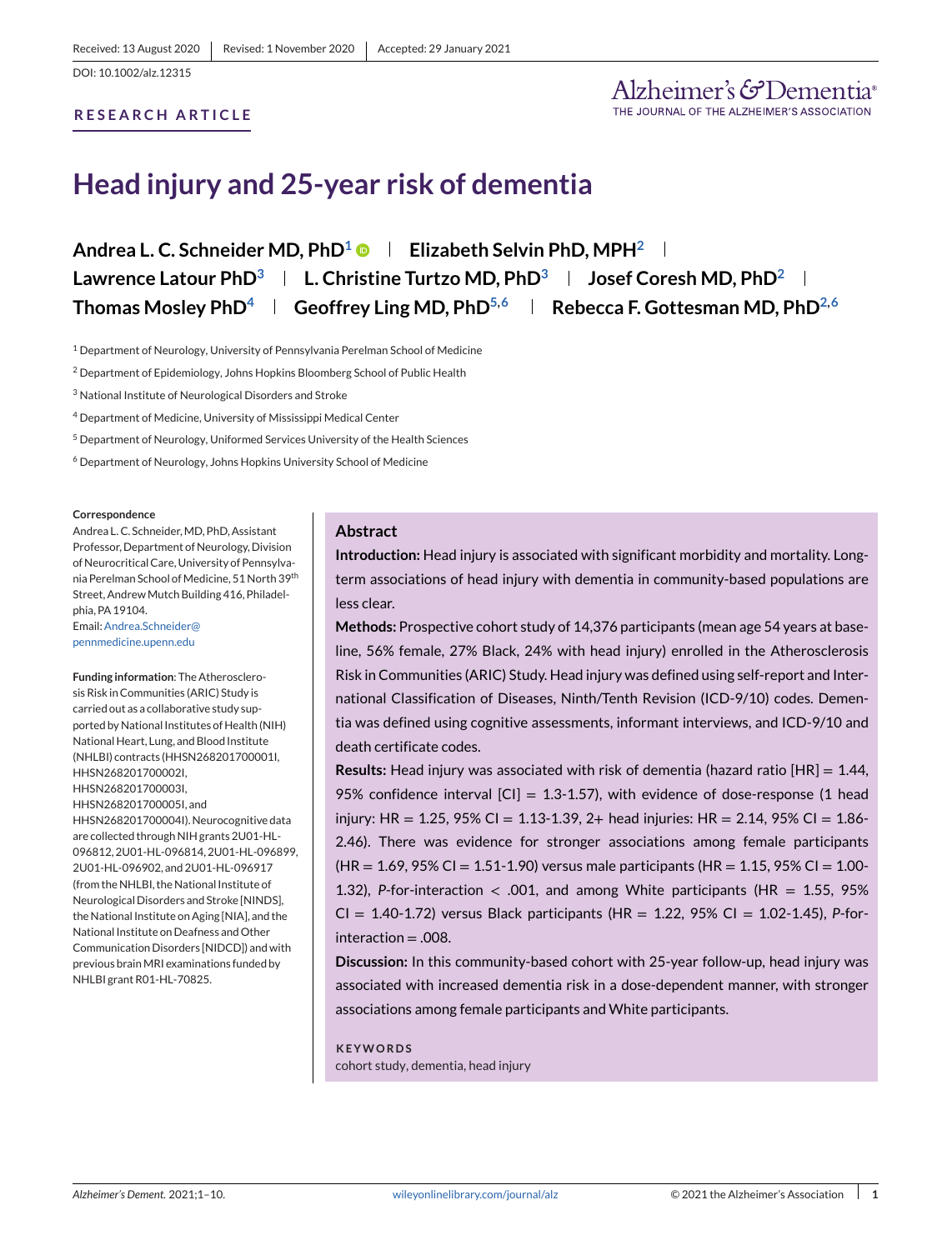Received: 13 August 2020 | Revised: 1 November 2020 | Accepted: 29 January 2021

DOI: 10.1002/alz.12315

**RESEARCH ARTICLE**

# Head injury and 25-year risk of dementia

**Andrea L. C. Schneider MD, PhD[1]** | **Elizabeth Selvin PhD, MPH[2]** | **Lawrence Latour PhD[3]** | **L. Christine Turtzo MD, PhD[3]** | **Josef Coresh MD, PhD[2]** | **Thomas Mosley PhD[4]** | **Geoffrey Ling MD, PhD[5,6]** | **Rebecca F. Gottesman MD, PhD[2,6]**

[1] Department of Neurology, University of Pennsylvania Perelman School of Medicine

[2] Department of Epidemiology, Johns Hopkins Bloomberg School of Public Health

[3] National Institute of Neurological Disorders and Stroke

[4] Department of Medicine, University of Mississippi Medical Center

[5] Department of Neurology, Uniformed Services University of the Health Sciences

[6] Department of Neurology, Johns Hopkins University School of Medicine

**Correspondence**

Andrea L. C. Schneider, MD, PhD, Assistant Professor, Department of Neurology, Division of Neurocritical Care, University of Pennsylvania Perelman School of Medicine, 51 North 39th Street, Andrew Mutch Building 416, Philadelphia, PA 19104.
Email: Andrea.Schneider@pennmedicine.upenn.edu

**Funding information**: The Atherosclerosis Risk in Communities (ARIC) Study is carried out as a collaborative study supported by National Institutes of Health (NIH) National Heart, Lung, and Blood Institute (NHLBI) contracts (HHSN268201700001I, HHSN268201700002I, HHSN268201700003I, HHSN268201700005I, and HHSN268201700004I). Neurocognitive data are collected through NIH grants 2U01-HL-096812, 2U01-HL-096814, 2U01-HL-096899, 2U01-HL-096902, and 2U01-HL-096917 (from the NHLBI, the National Institute of Neurological Disorders and Stroke [NINDS], the National Institute on Aging [NIA], and the National Institute on Deafness and Other Communication Disorders [NIDCD]) and with previous brain MRI examinations funded by NHLBI grant R01-HL-70825.

## Abstract

**Introduction:** Head injury is associated with significant morbidity and mortality. Long-term associations of head injury with dementia in community-based populations are less clear.

**Methods:** Prospective cohort study of 14,376 participants (mean age 54 years at baseline, 56% female, 27% Black, 24% with head injury) enrolled in the Atherosclerosis Risk in Communities (ARIC) Study. Head injury was defined using self-report and International Classification of Diseases, Ninth/Tenth Revision (ICD-9/10) codes. Dementia was defined using cognitive assessments, informant interviews, and ICD-9/10 and death certificate codes.

**Results:** Head injury was associated with risk of dementia (hazard ratio [HR] = 1.44, 95% confidence interval [CI] = 1.3-1.57), with evidence of dose-response (1 head injury: HR = 1.25, 95% CI = 1.13-1.39, 2+ head injuries: HR = 2.14, 95% CI = 1.86-2.46). There was evidence for stronger associations among female participants (HR = 1.69, 95% CI = 1.51-1.90) versus male participants (HR = 1.15, 95% CI = 1.00-1.32), *P*-for-interaction < .001, and among White participants (HR = 1.55, 95% CI = 1.40-1.72) versus Black participants (HR = 1.22, 95% CI = 1.02-1.45), *P*-for-interaction = .008.

**Discussion:** In this community-based cohort with 25-year follow-up, head injury was associated with increased dementia risk in a dose-dependent manner, with stronger associations among female participants and White participants.

**KEYWORDS**

cohort study, dementia, head injury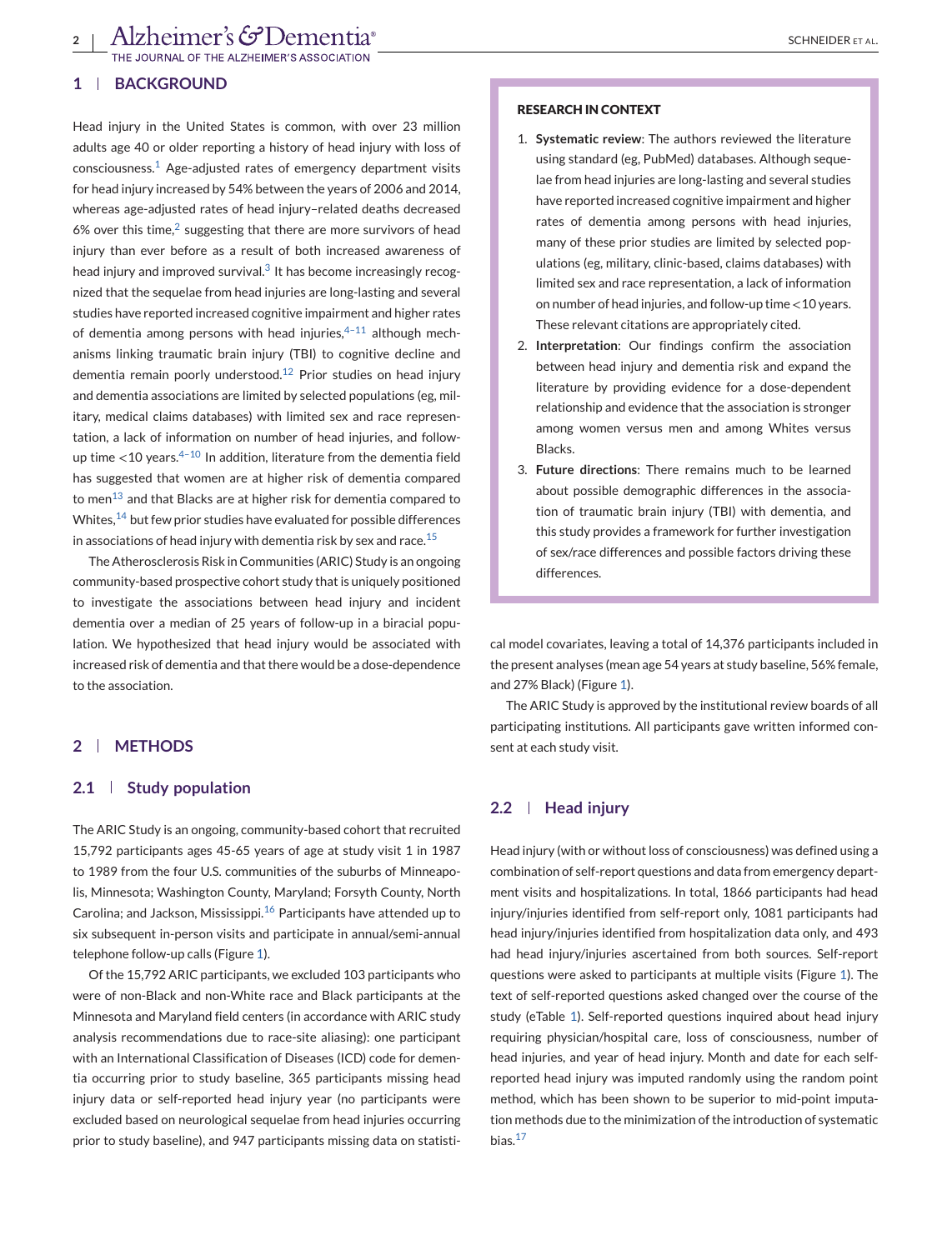## 1 | BACKGROUND

Head injury in the United States is common, with over 23 million adults age 40 or older reporting a history of head injury with loss of consciousness.[1] Age-adjusted rates of emergency department visits for head injury increased by 54% between the years of 2006 and 2014, whereas age-adjusted rates of head injury–related deaths decreased 6% over this time,[2] suggesting that there are more survivors of head injury than ever before as a result of both increased awareness of head injury and improved survival.[3] It has become increasingly recognized that the sequelae from head injuries are long-lasting and several studies have reported increased cognitive impairment and higher rates of dementia among persons with head injuries,[4–11] although mechanisms linking traumatic brain injury (TBI) to cognitive decline and dementia remain poorly understood.[12] Prior studies on head injury and dementia associations are limited by selected populations (eg, military, medical claims databases) with limited sex and race representation, a lack of information on number of head injuries, and follow-up time <10 years.[4–10] In addition, literature from the dementia field has suggested that women are at higher risk of dementia compared to men[13] and that Blacks are at higher risk for dementia compared to Whites,[14] but few prior studies have evaluated for possible differences in associations of head injury with dementia risk by sex and race.[15]

The Atherosclerosis Risk in Communities (ARIC) Study is an ongoing community-based prospective cohort study that is uniquely positioned to investigate the associations between head injury and incident dementia over a median of 25 years of follow-up in a biracial population. We hypothesized that head injury would be associated with increased risk of dementia and that there would be a dose-dependence to the association.

**RESEARCH IN CONTEXT**

1. **Systematic review**: The authors reviewed the literature using standard (eg, PubMed) databases. Although sequelae from head injuries are long-lasting and several studies have reported increased cognitive impairment and higher rates of dementia among persons with head injuries, many of these prior studies are limited by selected populations (eg, military, clinic-based, claims databases) with limited sex and race representation, a lack of information on number of head injuries, and follow-up time <10 years. These relevant citations are appropriately cited.
2. **Interpretation**: Our findings confirm the association between head injury and dementia risk and expand the literature by providing evidence for a dose-dependent relationship and evidence that the association is stronger among women versus men and among Whites versus Blacks.
3. **Future directions**: There remains much to be learned about possible demographic differences in the association of traumatic brain injury (TBI) with dementia, and this study provides a framework for further investigation of sex/race differences and possible factors driving these differences.

## 2 | METHODS

### 2.1 | Study population

The ARIC Study is an ongoing, community-based cohort that recruited 15,792 participants ages 45-65 years of age at study visit 1 in 1987 to 1989 from the four U.S. communities of the suburbs of Minneapolis, Minnesota; Washington County, Maryland; Forsyth County, North Carolina; and Jackson, Mississippi.[16] Participants have attended up to six subsequent in-person visits and participate in annual/semi-annual telephone follow-up calls (Figure 1).

Of the 15,792 ARIC participants, we excluded 103 participants who were of non-Black and non-White race and Black participants at the Minnesota and Maryland field centers (in accordance with ARIC study analysis recommendations due to race-site aliasing): one participant with an International Classification of Diseases (ICD) code for dementia occurring prior to study baseline, 365 participants missing head injury data or self-reported head injury year (no participants were excluded based on neurological sequelae from head injuries occurring prior to study baseline), and 947 participants missing data on statistical model covariates, leaving a total of 14,376 participants included in the present analyses (mean age 54 years at study baseline, 56% female, and 27% Black) (Figure 1).

The ARIC Study is approved by the institutional review boards of all participating institutions. All participants gave written informed consent at each study visit.

### 2.2 | Head injury

Head injury (with or without loss of consciousness) was defined using a combination of self-report questions and data from emergency department visits and hospitalizations. In total, 1866 participants had head injury/injuries identified from self-report only, 1081 participants had head injury/injuries identified from hospitalization data only, and 493 had head injury/injuries ascertained from both sources. Self-report questions were asked to participants at multiple visits (Figure 1). The text of self-reported questions asked changed over the course of the study (eTable 1). Self-reported questions inquired about head injury requiring physician/hospital care, loss of consciousness, number of head injuries, and year of head injury. Month and date for each self-reported head injury was imputed randomly using the random point method, which has been shown to be superior to mid-point imputation methods due to the minimization of the introduction of systematic bias.[17]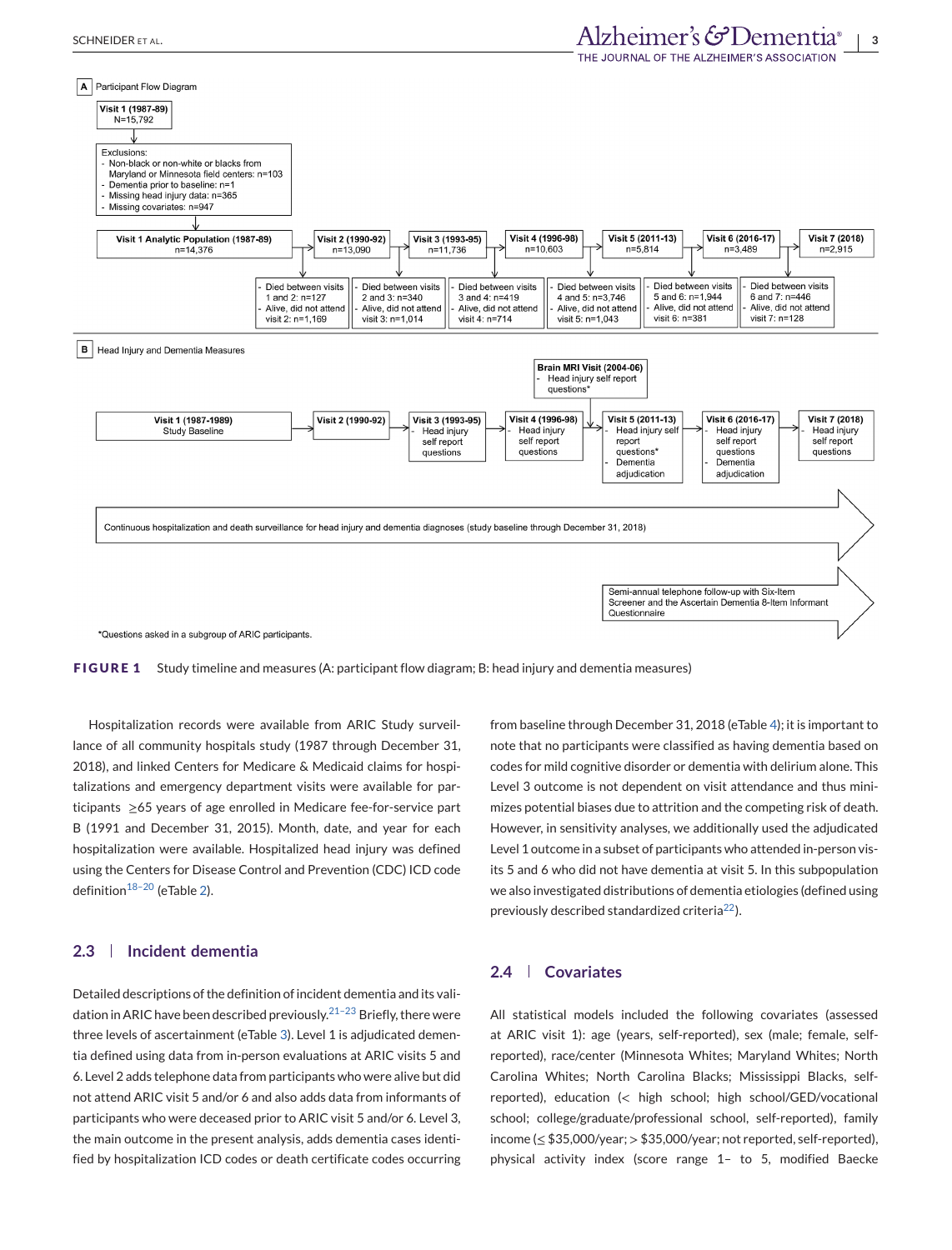**A** Participant Flow Diagram

Visit 1 (1987-89)
N=15,792

Exclusions:
- Non-black or non-white or blacks from Maryland or Minnesota field centers: n=103
- Dementia prior to baseline: n=1
- Missing head injury data: n=365
- Missing covariates: n=947

| Visit 1 Analytic Population (1987-89) | Visit 2 (1990-92) | Visit 3 (1993-95) | Visit 4 (1996-98) | Visit 5 (2011-13) | Visit 6 (2016-17) | Visit 7 (2018) |
|---|---|---|---|---|---|---|
| n=14,376 | n=13,090 | n=11,736 | n=10,603 | n=5,814 | n=3,489 | n=2,915 |

- Died between visits 1 and 2: n=127; Alive, did not attend visit 2: n=1,169
- Died between visits 2 and 3: n=340; Alive, did not attend visit 3: n=1,014
- Died between visits 3 and 4: n=419; Alive, did not attend visit 4: n=714
- Died between visits 4 and 5: n=3,746; Alive, did not attend visit 5: n=1,043
- Died between visits 5 and 6: n=1,944; Alive, did not attend visit 6: n=381
- Died between visits 6 and 7: n=446; Alive, did not attend visit 7: n=128

**B** Head Injury and Dementia Measures

- Visit 1 (1987-1989): Study Baseline
- Visit 2 (1990-92)
- Visit 3 (1993-95): Head injury self report questions
- Visit 4 (1996-98): Head injury self report questions
- Brain MRI Visit (2004-06): Head injury self report questions*
- Visit 5 (2011-13): Head injury self report questions*; Dementia adjudication
- Visit 6 (2016-17): Head injury self report questions; Dementia adjudication
- Visit 7 (2018): Head injury self report questions

Continuous hospitalization and death surveillance for head injury and dementia diagnoses (study baseline through December 31, 2018)

Semi-annual telephone follow-up with Six-Item Screener and the Ascertain Dementia 8-Item Informant Questionnaire

*Questions asked in a subgroup of ARIC participants.

**FIGURE 1** Study timeline and measures (A: participant flow diagram; B: head injury and dementia measures)

Hospitalization records were available from ARIC Study surveillance of all community hospitals study (1987 through December 31, 2018), and linked Centers for Medicare & Medicaid claims for hospitalizations and emergency department visits were available for participants ≥65 years of age enrolled in Medicare fee-for-service part B (1991 and December 31, 2015). Month, date, and year for each hospitalization were available. Hospitalized head injury was defined using the Centers for Disease Control and Prevention (CDC) ICD code definition[18–20] (eTable 2).

### 2.3 | Incident dementia

Detailed descriptions of the definition of incident dementia and its validation in ARIC have been described previously.[21–23] Briefly, there were three levels of ascertainment (eTable 3). Level 1 is adjudicated dementia defined using data from in-person evaluations at ARIC visits 5 and 6. Level 2 adds telephone data from participants who were alive but did not attend ARIC visit 5 and/or 6 and also adds data from informants of participants who were deceased prior to ARIC visit 5 and/or 6. Level 3, the main outcome in the present analysis, adds dementia cases identified by hospitalization ICD codes or death certificate codes occurring from baseline through December 31, 2018 (eTable 4); it is important to note that no participants were classified as having dementia based on codes for mild cognitive disorder or dementia with delirium alone. This Level 3 outcome is not dependent on visit attendance and thus minimizes potential biases due to attrition and the competing risk of death. However, in sensitivity analyses, we additionally used the adjudicated Level 1 outcome in a subset of participants who attended in-person visits 5 and 6 who did not have dementia at visit 5. In this subpopulation we also investigated distributions of dementia etiologies (defined using previously described standardized criteria[22]).

### 2.4 | Covariates

All statistical models included the following covariates (assessed at ARIC visit 1): age (years, self-reported), sex (male; female, self-reported), race/center (Minnesota Whites; Maryland Whites; North Carolina Whites; North Carolina Blacks; Mississippi Blacks, self-reported), education (< high school; high school/GED/vocational school; college/graduate/professional school, self-reported), family income (≤ \$35,000/year; > \$35,000/year; not reported, self-reported), physical activity index (score range 1– to 5, modified Baecke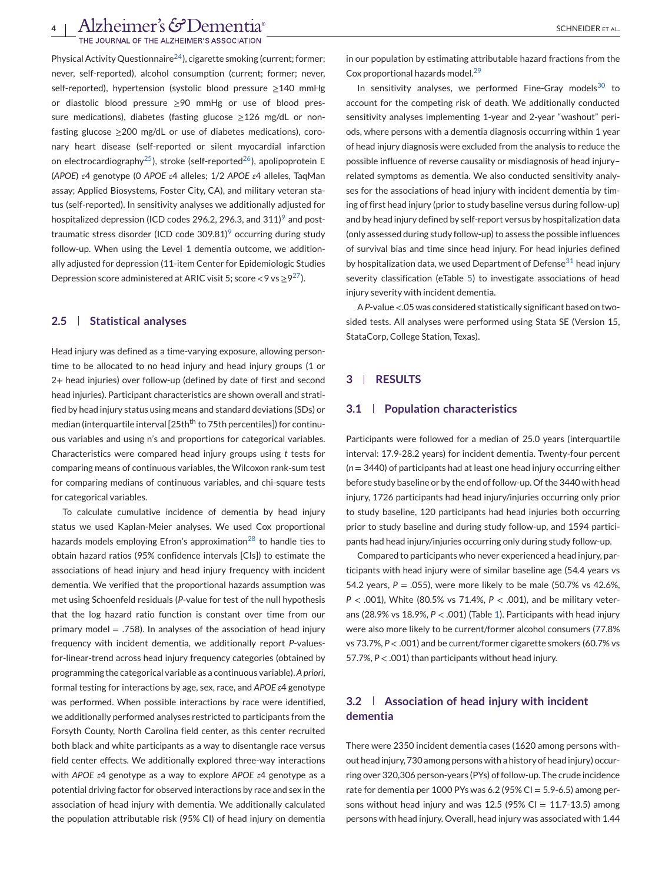Physical Activity Questionnaire[24]), cigarette smoking (current; former; never, self-reported), alcohol consumption (current; former; never, self-reported), hypertension (systolic blood pressure ≥140 mmHg or diastolic blood pressure ≥90 mmHg or use of blood pressure medications), diabetes (fasting glucose ≥126 mg/dL or nonfasting glucose ≥200 mg/dL or use of diabetes medications), coronary heart disease (self-reported or silent myocardial infarction on electrocardiography[25]), stroke (self-reported[26]), apolipoprotein E (*APOE*) $\varepsilon$4 genotype (0 *APOE* $\varepsilon$4 alleles; 1/2 *APOE* $\varepsilon$4 alleles, TaqMan assay; Applied Biosystems, Foster City, CA), and military veteran status (self-reported). In sensitivity analyses we additionally adjusted for hospitalized depression (ICD codes 296.2, 296.3, and 311)[9] and post-traumatic stress disorder (ICD code 309.81)[9] occurring during study follow-up. When using the Level 1 dementia outcome, we additionally adjusted for depression (11-item Center for Epidemiologic Studies Depression score administered at ARIC visit 5; score <9 vs ≥9[27]).

### 2.5 | Statistical analyses

Head injury was defined as a time-varying exposure, allowing person-time to be allocated to no head injury and head injury groups (1 or 2+ head injuries) over follow-up (defined by date of first and second head injuries). Participant characteristics are shown overall and stratified by head injury status using means and standard deviations (SDs) or median (interquartile interval [25th to 75th percentiles]) for continuous variables and using n's and proportions for categorical variables. Characteristics were compared head injury groups using *t* tests for comparing means of continuous variables, the Wilcoxon rank-sum test for comparing medians of continuous variables, and chi-square tests for categorical variables.

To calculate cumulative incidence of dementia by head injury status we used Kaplan-Meier analyses. We used Cox proportional hazards models employing Efron's approximation[28] to handle ties to obtain hazard ratios (95% confidence intervals [CIs]) to estimate the associations of head injury and head injury frequency with incident dementia. We verified that the proportional hazards assumption was met using Schoenfeld residuals (*P*-value for test of the null hypothesis that the log hazard ratio function is constant over time from our primary model = .758). In analyses of the association of head injury frequency with incident dementia, we additionally report *P*-values-for-linear-trend across head injury frequency categories (obtained by programming the categorical variable as a continuous variable). *A priori*, formal testing for interactions by age, sex, race, and *APOE* $\varepsilon$4 genotype was performed. When possible interactions by race were identified, we additionally performed analyses restricted to participants from the Forsyth County, North Carolina field center, as this center recruited both black and white participants as a way to disentangle race versus field center effects. We additionally explored three-way interactions with *APOE* $\varepsilon$4 genotype as a way to explore *APOE* $\varepsilon$4 genotype as a potential driving factor for observed interactions by race and sex in the association of head injury with dementia. We additionally calculated the population attributable risk (95% CI) of head injury on dementia in our population by estimating attributable hazard fractions from the Cox proportional hazards model.[29]

In sensitivity analyses, we performed Fine-Gray models[30] to account for the competing risk of death. We additionally conducted sensitivity analyses implementing 1-year and 2-year "washout" periods, where persons with a dementia diagnosis occurring within 1 year of head injury diagnosis were excluded from the analysis to reduce the possible influence of reverse causality or misdiagnosis of head injury–related symptoms as dementia. We also conducted sensitivity analyses for the associations of head injury with incident dementia by timing of first head injury (prior to study baseline versus during follow-up) and by head injury defined by self-report versus by hospitalization data (only assessed during study follow-up) to assess the possible influences of survival bias and time since head injury. For head injuries defined by hospitalization data, we used Department of Defense[31] head injury severity classification (eTable 5) to investigate associations of head injury severity with incident dementia.

A *P*-value <.05 was considered statistically significant based on two-sided tests. All analyses were performed using Stata SE (Version 15, StataCorp, College Station, Texas).

## 3 | RESULTS

### 3.1 | Population characteristics

Participants were followed for a median of 25.0 years (interquartile interval: 17.9-28.2 years) for incident dementia. Twenty-four percent (*n* = 3440) of participants had at least one head injury occurring either before study baseline or by the end of follow-up. Of the 3440 with head injury, 1726 participants had head injury/injuries occurring only prior to study baseline, 120 participants had head injuries both occurring prior to study baseline and during study follow-up, and 1594 participants had head injury/injuries occurring only during study follow-up.

Compared to participants who never experienced a head injury, participants with head injury were of similar baseline age (54.4 years vs 54.2 years, *P* = .055), were more likely to be male (50.7% vs 42.6%, *P* < .001), White (80.5% vs 71.4%, *P* < .001), and be military veterans (28.9% vs 18.9%, *P* < .001) (Table 1). Participants with head injury were also more likely to be current/former alcohol consumers (77.8% vs 73.7%, *P* < .001) and be current/former cigarette smokers (60.7% vs 57.7%, *P* < .001) than participants without head injury.

### 3.2 | Association of head injury with incident dementia

There were 2350 incident dementia cases (1620 among persons without head injury, 730 among persons with a history of head injury) occurring over 320,306 person-years (PYs) of follow-up. The crude incidence rate for dementia per 1000 PYs was 6.2 (95% CI = 5.9-6.5) among persons without head injury and was 12.5 (95% CI = 11.7-13.5) among persons with head injury. Overall, head injury was associated with 1.44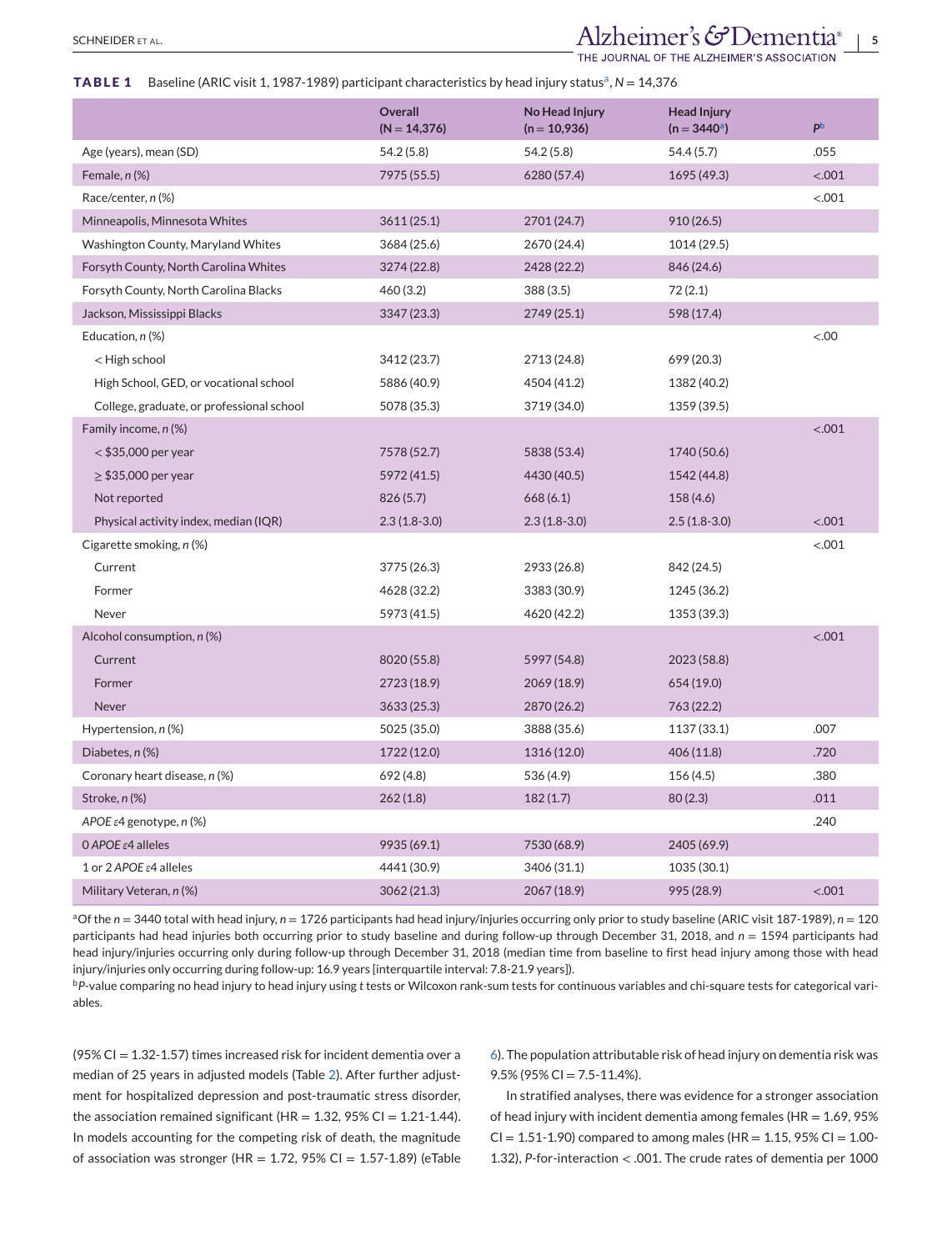**TABLE 1** Baseline (ARIC visit 1, 1987-1989) participant characteristics by head injury status[a], N = 14,376

| | Overall (N = 14,376) | No Head Injury (n = 10,936) | Head Injury (n = 3440[a]) | P[b] |
|---|---|---|---|---|
| Age (years), mean (SD) | 54.2 (5.8) | 54.2 (5.8) | 54.4 (5.7) | .055 |
| Female, n (%) | 7975 (55.5) | 6280 (57.4) | 1695 (49.3) | <.001 |
| Race/center, n (%) | | | | <.001 |
| Minneapolis, Minnesota Whites | 3611 (25.1) | 2701 (24.7) | 910 (26.5) | |
| Washington County, Maryland Whites | 3684 (25.6) | 2670 (24.4) | 1014 (29.5) | |
| Forsyth County, North Carolina Whites | 3274 (22.8) | 2428 (22.2) | 846 (24.6) | |
| Forsyth County, North Carolina Blacks | 460 (3.2) | 388 (3.5) | 72 (2.1) | |
| Jackson, Mississippi Blacks | 3347 (23.3) | 2749 (25.1) | 598 (17.4) | |
| Education, n (%) | | | | <.00 |
| < High school | 3412 (23.7) | 2713 (24.8) | 699 (20.3) | |
| High School, GED, or vocational school | 5886 (40.9) | 4504 (41.2) | 1382 (40.2) | |
| College, graduate, or professional school | 5078 (35.3) | 3719 (34.0) | 1359 (39.5) | |
| Family income, n (%) | | | | <.001 |
| < \$35,000 per year | 7578 (52.7) | 5838 (53.4) | 1740 (50.6) | |
| ≥ \$35,000 per year | 5972 (41.5) | 4430 (40.5) | 1542 (44.8) | |
| Not reported | 826 (5.7) | 668 (6.1) | 158 (4.6) | |
| Physical activity index, median (IQR) | 2.3 (1.8-3.0) | 2.3 (1.8-3.0) | 2.5 (1.8-3.0) | <.001 |
| Cigarette smoking, n (%) | | | | <.001 |
| Current | 3775 (26.3) | 2933 (26.8) | 842 (24.5) | |
| Former | 4628 (32.2) | 3383 (30.9) | 1245 (36.2) | |
| Never | 5973 (41.5) | 4620 (42.2) | 1353 (39.3) | |
| Alcohol consumption, n (%) | | | | <.001 |
| Current | 8020 (55.8) | 5997 (54.8) | 2023 (58.8) | |
| Former | 2723 (18.9) | 2069 (18.9) | 654 (19.0) | |
| Never | 3633 (25.3) | 2870 (26.2) | 763 (22.2) | |
| Hypertension, n (%) | 5025 (35.0) | 3888 (35.6) | 1137 (33.1) | .007 |
| Diabetes, n (%) | 1722 (12.0) | 1316 (12.0) | 406 (11.8) | .720 |
| Coronary heart disease, n (%) | 692 (4.8) | 536 (4.9) | 156 (4.5) | .380 |
| Stroke, n (%) | 262 (1.8) | 182 (1.7) | 80 (2.3) | .011 |
| *APOE* ε4 genotype, n (%) | | | | .240 |
| 0 *APOE* ε4 alleles | 9935 (69.1) | 7530 (68.9) | 2405 (69.9) | |
| 1 or 2 *APOE* ε4 alleles | 4441 (30.9) | 3406 (31.1) | 1035 (30.1) | |
| Military Veteran, n (%) | 3062 (21.3) | 2067 (18.9) | 995 (28.9) | <.001 |

[a]Of the n = 3440 total with head injury, n = 1726 participants had head injury/injuries occurring only prior to study baseline (ARIC visit 187-1989), n = 120 participants had head injuries both occurring prior to study baseline and during follow-up through December 31, 2018, and n = 1594 participants had head injury/injuries occurring only during follow-up through December 31, 2018 (median time from baseline to first head injury among those with head injury/injuries only occurring during follow-up: 16.9 years [interquartile interval: 7.8-21.9 years]).

[b]P-value comparing no head injury to head injury using t tests or Wilcoxon rank-sum tests for continuous variables and chi-square tests for categorical variables.

(95% CI = 1.32-1.57) times increased risk for incident dementia over a median of 25 years in adjusted models (Table 2). After further adjustment for hospitalized depression and post-traumatic stress disorder, the association remained significant (HR = 1.32, 95% CI = 1.21-1.44). In models accounting for the competing risk of death, the magnitude of association was stronger (HR = 1.72, 95% CI = 1.57-1.89) (eTable 6). The population attributable risk of head injury on dementia risk was 9.5% (95% CI = 7.5-11.4%).

In stratified analyses, there was evidence for a stronger association of head injury with incident dementia among females (HR = 1.69, 95% CI = 1.51-1.90) compared to among males (HR = 1.15, 95% CI = 1.00-1.32), P-for-interaction < .001. The crude rates of dementia per 1000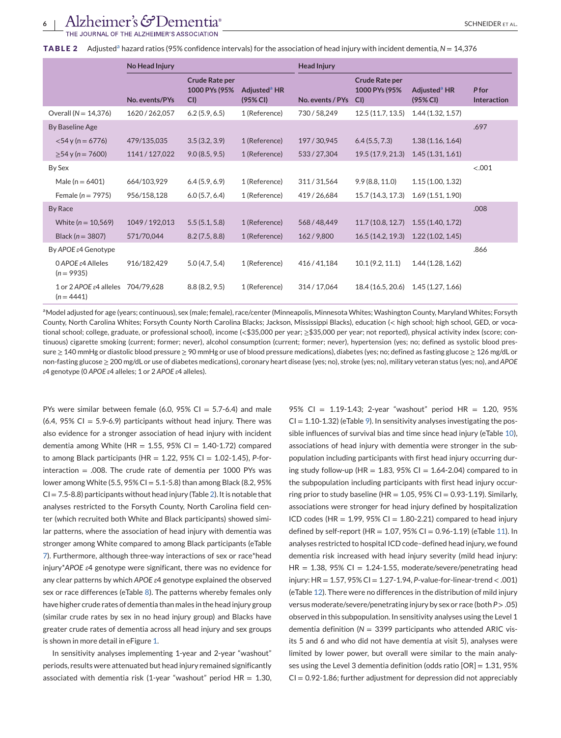**TABLE 2** Adjusted[a] hazard ratios (95% confidence intervals) for the association of head injury with incident dementia, N = 14,376

| | No Head Injury | | | Head Injury | | | |
|---|---|---|---|---|---|---|---|
| | No. events/PYs | Crude Rate per 1000 PYs (95% CI) | Adjusted[a] HR (95% CI) | No. events / PYs | Crude Rate per 1000 PYs (95% CI) | Adjusted[a] HR (95% CI) | P for Interaction |
| Overall (N = 14,376) | 1620 / 262,057 | 6.2 (5.9, 6.5) | 1 (Reference) | 730 / 58,249 | 12.5 (11.7, 13.5) | 1.44 (1.32, 1.57) | |
| By Baseline Age | | | | | | | .697 |
| <54 y (n = 6776) | 479/135,035 | 3.5 (3.2, 3.9) | 1 (Reference) | 197 / 30,945 | 6.4 (5.5, 7.3) | 1.38 (1.16, 1.64) | |
| ≥54 y (n = 7600) | 1141 / 127,022 | 9.0 (8.5, 9.5) | 1 (Reference) | 533 / 27,304 | 19.5 (17.9, 21.3) | 1.45 (1.31, 1.61) | |
| By Sex | | | | | | | <.001 |
| Male (n = 6401) | 664/103,929 | 6.4 (5.9, 6.9) | 1 (Reference) | 311 / 31,564 | 9.9 (8.8, 11.0) | 1.15 (1.00, 1.32) | |
| Female (n = 7975) | 956/158,128 | 6.0 (5.7, 6.4) | 1 (Reference) | 419 / 26,684 | 15.7 (14.3, 17.3) | 1.69 (1.51, 1.90) | |
| By Race | | | | | | | .008 |
| White (n = 10,569) | 1049 / 192,013 | 5.5 (5.1, 5.8) | 1 (Reference) | 568 / 48,449 | 11.7 (10.8, 12.7) | 1.55 (1.40, 1.72) | |
| Black (n = 3807) | 571/70,044 | 8.2 (7.5, 8.8) | 1 (Reference) | 162 / 9,800 | 16.5 (14.2, 19.3) | 1.22 (1.02, 1.45) | |
| By *APOE* ε4 Genotype | | | | | | | .866 |
| 0 *APOE* ε4 Alleles (n = 9935) | 916/182,429 | 5.0 (4.7, 5.4) | 1 (Reference) | 416 / 41,184 | 10.1 (9.2, 11.1) | 1.44 (1.28, 1.62) | |
| 1 or 2 *APOE* ε4 alleles (n = 4441) | 704/79,628 | 8.8 (8.2, 9.5) | 1 (Reference) | 314 / 17,064 | 18.4 (16.5, 20.6) | 1.45 (1.27, 1.66) | |

[a]Model adjusted for age (years; continuous), sex (male; female), race/center (Minneapolis, Minnesota Whites; Washington County, Maryland Whites; Forsyth County, North Carolina Whites; Forsyth County North Carolina Blacks; Jackson, Mississippi Blacks), education (< high school; high school, GED, or vocational school; college, graduate, or professional school), income (<$35,000 per year; ≥$35,000 per year; not reported), physical activity index (score; continuous) cigarette smoking (current; former; never), alcohol consumption (current; former; never), hypertension (yes; no; defined as systolic blood pressure ≥ 140 mmHg or diastolic blood pressure ≥ 90 mmHg or use of blood pressure medications), diabetes (yes; no; defined as fasting glucose ≥ 126 mg/dL or non-fasting glucose ≥ 200 mg/dL or use of diabetes medications), coronary heart disease (yes; no), stroke (yes; no), military veteran status (yes; no), and *APOE* ε4 genotype (0 *APOE* ε4 alleles; 1 or 2 *APOE* ε4 alleles).

PYs were similar between female (6.0, 95% CI = 5.7-6.4) and male (6.4, 95% CI = 5.9-6.9) participants without head injury. There was also evidence for a stronger association of head injury with incident dementia among White (HR = 1.55, 95% CI = 1.40-1.72) compared to among Black participants (HR = 1.22, 95% CI = 1.02-1.45), *P*-for-interaction = .008. The crude rate of dementia per 1000 PYs was lower among White (5.5, 95% CI = 5.1-5.8) than among Black (8.2, 95% CI = 7.5-8.8) participants without head injury (Table 2). It is notable that analyses restricted to the Forsyth County, North Carolina field center (which recruited both White and Black participants) showed similar patterns, where the association of head injury with dementia was stronger among White compared to among Black participants (eTable 7). Furthermore, although three-way interactions of sex or race*head injury**APOE* ε4 genotype were significant, there was no evidence for any clear patterns by which *APOE* ε4 genotype explained the observed sex or race differences (eTable 8). The patterns whereby females only have higher crude rates of dementia than males in the head injury group (similar crude rates by sex in no head injury group) and Blacks have greater crude rates of dementia across all head injury and sex groups is shown in more detail in eFigure 1.

In sensitivity analyses implementing 1-year and 2-year "washout" periods, results were attenuated but head injury remained significantly associated with dementia risk (1-year "washout" period HR = 1.30, 95% CI = 1.19-1.43; 2-year "washout" period HR = 1.20, 95% CI = 1.10-1.32) (eTable 9). In sensitivity analyses investigating the possible influences of survival bias and time since head injury (eTable 10), associations of head injury with dementia were stronger in the subpopulation including participants with first head injury occurring during study follow-up (HR = 1.83, 95% CI = 1.64-2.04) compared to in the subpopulation including participants with first head injury occurring prior to study baseline (HR = 1.05, 95% CI = 0.93-1.19). Similarly, associations were stronger for head injury defined by hospitalization ICD codes (HR = 1.99, 95% CI = 1.80-2.21) compared to head injury defined by self-report (HR = 1.07, 95% CI = 0.96-1.19) (eTable 11). In analyses restricted to hospital ICD code–defined head injury, we found dementia risk increased with head injury severity (mild head injury: HR = 1.38, 95% CI = 1.24-1.55, moderate/severe/penetrating head injury: HR = 1.57, 95% CI = 1.27-1.94, *P*-value-for-linear-trend < .001) (eTable 12). There were no differences in the distribution of mild injury versus moderate/severe/penetrating injury by sex or race (both *P* > .05) observed in this subpopulation. In sensitivity analyses using the Level 1 dementia definition (N = 3399 participants who attended ARIC visits 5 and 6 and who did not have dementia at visit 5), analyses were limited by lower power, but overall were similar to the main analyses using the Level 3 dementia definition (odds ratio [OR] = 1.31, 95% CI = 0.92-1.86; further adjustment for depression did not appreciably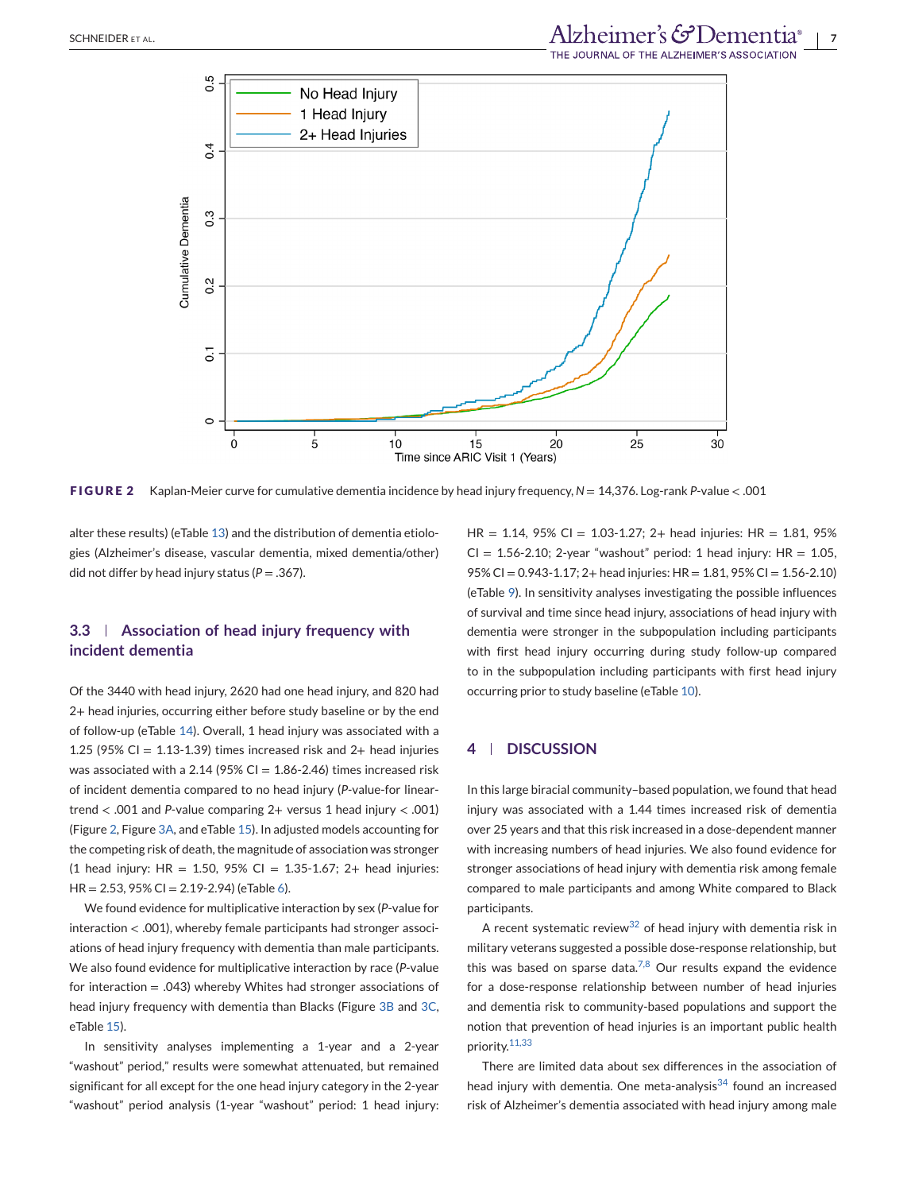FIGURE 2 Kaplan-Meier curve for cumulative dementia incidence by head injury frequency, $N = 14{,}376$. Log-rank $P$-value < .001

alter these results) (eTable 13) and the distribution of dementia etiologies (Alzheimer's disease, vascular dementia, mixed dementia/other) did not differ by head injury status ($P = .367$).

### 3.3 | Association of head injury frequency with incident dementia

Of the 3440 with head injury, 2620 had one head injury, and 820 had 2+ head injuries, occurring either before study baseline or by the end of follow-up (eTable 14). Overall, 1 head injury was associated with a 1.25 (95% CI = 1.13-1.39) times increased risk and 2+ head injuries was associated with a 2.14 (95% CI = 1.86-2.46) times increased risk of incident dementia compared to no head injury ($P$-value-for linear-trend < .001 and $P$-value comparing 2+ versus 1 head injury < .001) (Figure 2, Figure 3A, and eTable 15). In adjusted models accounting for the competing risk of death, the magnitude of association was stronger (1 head injury: HR = 1.50, 95% CI = 1.35-1.67; 2+ head injuries: HR = 2.53, 95% CI = 2.19-2.94) (eTable 6).

We found evidence for multiplicative interaction by sex ($P$-value for interaction < .001), whereby female participants had stronger associations of head injury frequency with dementia than male participants. We also found evidence for multiplicative interaction by race ($P$-value for interaction = .043) whereby Whites had stronger associations of head injury frequency with dementia than Blacks (Figure 3B and 3C, eTable 15).

In sensitivity analyses implementing a 1-year and a 2-year "washout" period," results were somewhat attenuated, but remained significant for all except for the one head injury category in the 2-year "washout" period analysis (1-year "washout" period: 1 head injury: HR = 1.14, 95% CI = 1.03-1.27; 2+ head injuries: HR = 1.81, 95% CI = 1.56-2.10; 2-year "washout" period: 1 head injury: HR = 1.05, 95% CI = 0.943-1.17; 2+ head injuries: HR = 1.81, 95% CI = 1.56-2.10) (eTable 9). In sensitivity analyses investigating the possible influences of survival and time since head injury, associations of head injury with dementia were stronger in the subpopulation including participants with first head injury occurring during study follow-up compared to in the subpopulation including participants with first head injury occurring prior to study baseline (eTable 10).

## 4 | DISCUSSION

In this large biracial community–based population, we found that head injury was associated with a 1.44 times increased risk of dementia over 25 years and that this risk increased in a dose-dependent manner with increasing numbers of head injuries. We also found evidence for stronger associations of head injury with dementia risk among female compared to male participants and among White compared to Black participants.

A recent systematic review[32] of head injury with dementia risk in military veterans suggested a possible dose-response relationship, but this was based on sparse data.[7,8] Our results expand the evidence for a dose-response relationship between number of head injuries and dementia risk to community-based populations and support the notion that prevention of head injuries is an important public health priority.[11,33]

There are limited data about sex differences in the association of head injury with dementia. One meta-analysis[34] found an increased risk of Alzheimer's dementia associated with head injury among male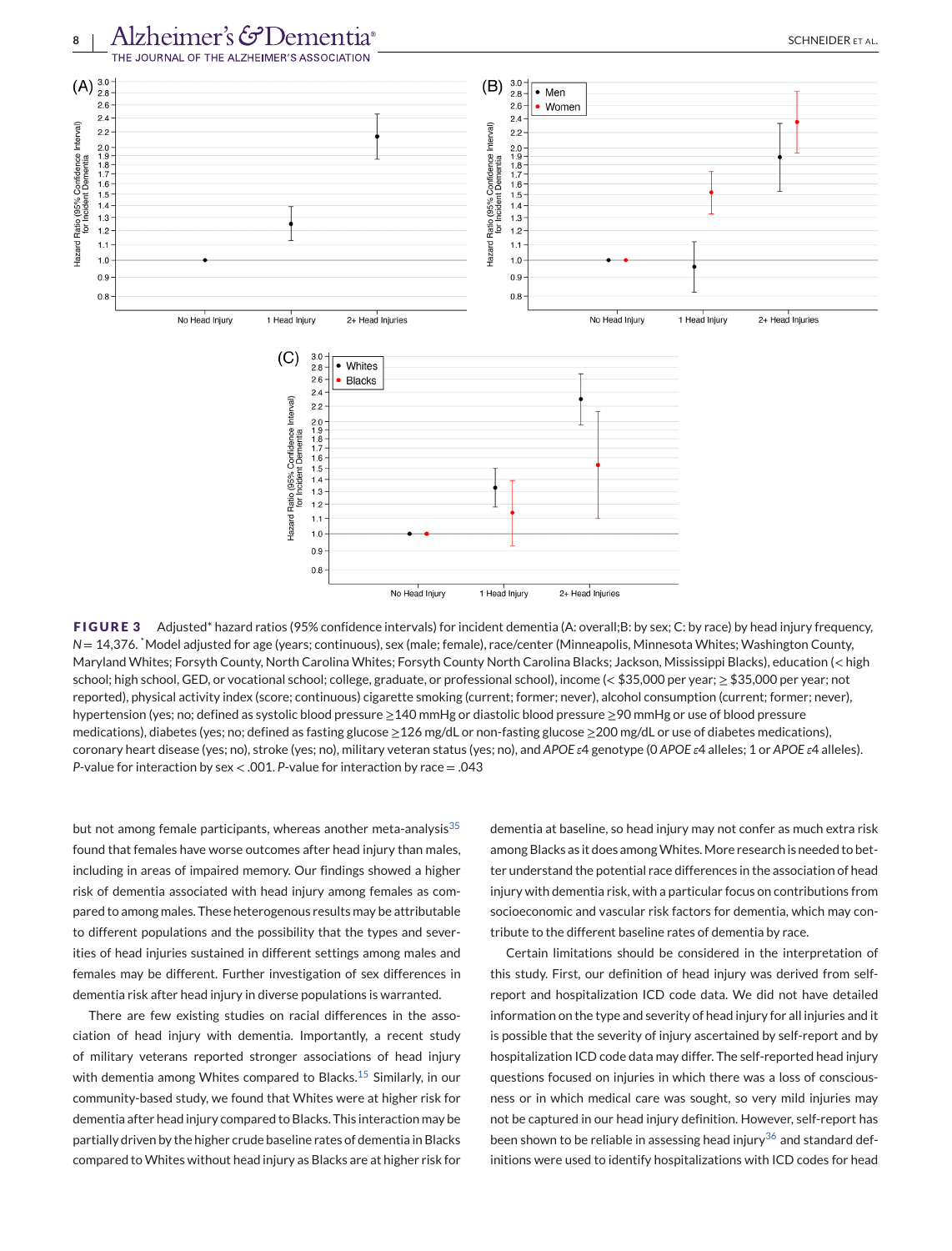**FIGURE 3** Adjusted* hazard ratios (95% confidence intervals) for incident dementia (A: overall;B: by sex; C: by race) by head injury frequency, $N = 14{,}376$. *Model adjusted for age (years; continuous), sex (male; female), race/center (Minneapolis, Minnesota Whites; Washington County, Maryland Whites; Forsyth County, North Carolina Whites; Forsyth County North Carolina Blacks; Jackson, Mississippi Blacks), education (< high school; high school, GED, or vocational school; college, graduate, or professional school), income (< \$35,000 per year; ≥ \$35,000 per year; not reported), physical activity index (score; continuous) cigarette smoking (current; former; never), alcohol consumption (current; former; never), hypertension (yes; no; defined as systolic blood pressure ≥140 mmHg or diastolic blood pressure ≥90 mmHg or use of blood pressure medications), diabetes (yes; no; defined as fasting glucose ≥126 mg/dL or non-fasting glucose ≥200 mg/dL or use of diabetes medications), coronary heart disease (yes; no), stroke (yes; no), military veteran status (yes; no), and *APOE* ε4 genotype (0 *APOE* ε4 alleles; 1 or *APOE* ε4 alleles). *P*-value for interaction by sex < .001. *P*-value for interaction by race = .043

but not among female participants, whereas another meta-analysis[35] found that females have worse outcomes after head injury than males, including in areas of impaired memory. Our findings showed a higher risk of dementia associated with head injury among females as compared to among males. These heterogenous results may be attributable to different populations and the possibility that the types and severities of head injuries sustained in different settings among males and females may be different. Further investigation of sex differences in dementia risk after head injury in diverse populations is warranted.

There are few existing studies on racial differences in the association of head injury with dementia. Importantly, a recent study of military veterans reported stronger associations of head injury with dementia among Whites compared to Blacks.[15] Similarly, in our community-based study, we found that Whites were at higher risk for dementia after head injury compared to Blacks. This interaction may be partially driven by the higher crude baseline rates of dementia in Blacks compared to Whites without head injury as Blacks are at higher risk for dementia at baseline, so head injury may not confer as much extra risk among Blacks as it does among Whites. More research is needed to better understand the potential race differences in the association of head injury with dementia risk, with a particular focus on contributions from socioeconomic and vascular risk factors for dementia, which may contribute to the different baseline rates of dementia by race.

Certain limitations should be considered in the interpretation of this study. First, our definition of head injury was derived from self-report and hospitalization ICD code data. We did not have detailed information on the type and severity of head injury for all injuries and it is possible that the severity of injury ascertained by self-report and by hospitalization ICD code data may differ. The self-reported head injury questions focused on injuries in which there was a loss of consciousness or in which medical care was sought, so very mild injuries may not be captured in our head injury definition. However, self-report has been shown to be reliable in assessing head injury[36] and standard definitions were used to identify hospitalizations with ICD codes for head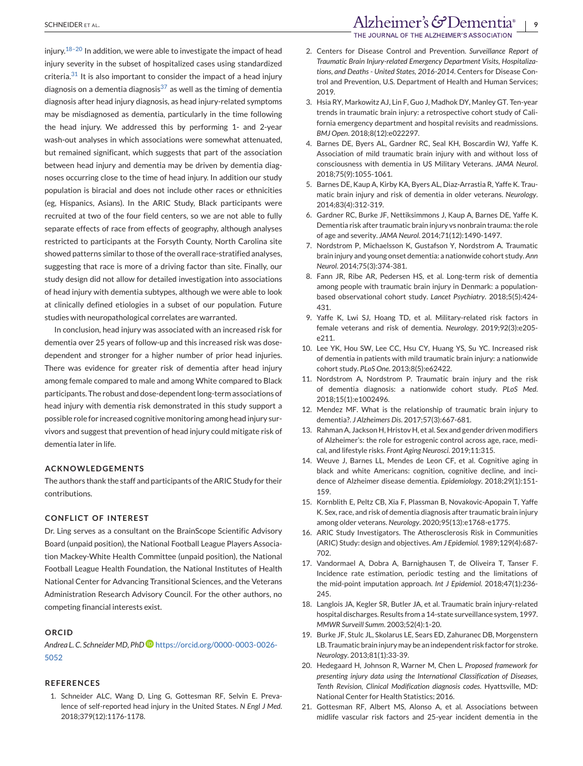injury.[18–20] In addition, we were able to investigate the impact of head injury severity in the subset of hospitalized cases using standardized criteria.[31] It is also important to consider the impact of a head injury diagnosis on a dementia diagnosis[37] as well as the timing of dementia diagnosis after head injury diagnosis, as head injury-related symptoms may be misdiagnosed as dementia, particularly in the time following the head injury. We addressed this by performing 1- and 2-year wash-out analyses in which associations were somewhat attenuated, but remained significant, which suggests that part of the association between head injury and dementia may be driven by dementia diagnoses occurring close to the time of head injury. In addition our study population is biracial and does not include other races or ethnicities (eg, Hispanics, Asians). In the ARIC Study, Black participants were recruited at two of the four field centers, so we are not able to fully separate effects of race from effects of geography, although analyses restricted to participants at the Forsyth County, North Carolina site showed patterns similar to those of the overall race-stratified analyses, suggesting that race is more of a driving factor than site. Finally, our study design did not allow for detailed investigation into associations of head injury with dementia subtypes, although we were able to look at clinically defined etiologies in a subset of our population. Future studies with neuropathological correlates are warranted.

In conclusion, head injury was associated with an increased risk for dementia over 25 years of follow-up and this increased risk was dose-dependent and stronger for a higher number of prior head injuries. There was evidence for greater risk of dementia after head injury among female compared to male and among White compared to Black participants. The robust and dose-dependent long-term associations of head injury with dementia risk demonstrated in this study support a possible role for increased cognitive monitoring among head injury survivors and suggest that prevention of head injury could mitigate risk of dementia later in life.

## ACKNOWLEDGEMENTS

The authors thank the staff and participants of the ARIC Study for their contributions.

## CONFLICT OF INTEREST

Dr. Ling serves as a consultant on the BrainScope Scientific Advisory Board (unpaid position), the National Football League Players Association Mackey-White Health Committee (unpaid position), the National Football League Health Foundation, the National Institutes of Health National Center for Advancing Translational Sciences, and the Veterans Administration Research Advisory Council. For the other authors, no competing financial interests exist.

## ORCID

*Andrea L. C. Schneider MD, PhD* https://orcid.org/0000-0003-0026-5052

## REFERENCES

1. Schneider ALC, Wang D, Ling G, Gottesman RF, Selvin E. Prevalence of self-reported head injury in the United States. *N Engl J Med*. 2018;379(12):1176-1178.
2. Centers for Disease Control and Prevention. *Surveillance Report of Traumatic Brain Injury-related Emergency Department Visits, Hospitalizations, and Deaths - United States, 2016-2014*. Centers for Disease Control and Prevention, U.S. Department of Health and Human Services; 2019.
3. Hsia RY, Markowitz AJ, Lin F, Guo J, Madhok DY, Manley GT. Ten-year trends in traumatic brain injury: a retrospective cohort study of California emergency department and hospital revisits and readmissions. *BMJ Open*. 2018;8(12):e022297.
4. Barnes DE, Byers AL, Gardner RC, Seal KH, Boscardin WJ, Yaffe K. Association of mild traumatic brain injury with and without loss of consciousness with dementia in US Military Veterans. *JAMA Neurol*. 2018;75(9):1055-1061.
5. Barnes DE, Kaup A, Kirby KA, Byers AL, Diaz-Arrastia R, Yaffe K. Traumatic brain injury and risk of dementia in older veterans. *Neurology*. 2014;83(4):312-319.
6. Gardner RC, Burke JF, Nettiksimmons J, Kaup A, Barnes DE, Yaffe K. Dementia risk after traumatic brain injury vs nonbrain trauma: the role of age and severity. *JAMA Neurol*. 2014;71(12):1490-1497.
7. Nordstrom P, Michaelsson K, Gustafson Y, Nordstrom A. Traumatic brain injury and young onset dementia: a nationwide cohort study. *Ann Neurol*. 2014;75(3):374-381.
8. Fann JR, Ribe AR, Pedersen HS, et al. Long-term risk of dementia among people with traumatic brain injury in Denmark: a population-based observational cohort study. *Lancet Psychiatry*. 2018;5(5):424-431.
9. Yaffe K, Lwi SJ, Hoang TD, et al. Military-related risk factors in female veterans and risk of dementia. *Neurology*. 2019;92(3):e205-e211.
10. Lee YK, Hou SW, Lee CC, Hsu CY, Huang YS, Su YC. Increased risk of dementia in patients with mild traumatic brain injury: a nationwide cohort study. *PLoS One*. 2013;8(5):e62422.
11. Nordstrom A, Nordstrom P. Traumatic brain injury and the risk of dementia diagnosis: a nationwide cohort study. *PLoS Med*. 2018;15(1):e1002496.
12. Mendez MF. What is the relationship of traumatic brain injury to dementia?. *J Alzheimers Dis*. 2017;57(3):667-681.
13. Rahman A, Jackson H, Hristov H, et al. Sex and gender driven modifiers of Alzheimer's: the role for estrogenic control across age, race, medical, and lifestyle risks. *Front Aging Neurosci*. 2019;11:315.
14. Weuve J, Barnes LL, Mendes de Leon CF, et al. Cognitive aging in black and white Americans: cognition, cognitive decline, and incidence of Alzheimer disease dementia. *Epidemiology*. 2018;29(1):151-159.
15. Kornblith E, Peltz CB, Xia F, Plassman B, Novakovic-Apopain T, Yaffe K. Sex, race, and risk of dementia diagnosis after traumatic brain injury among older veterans. *Neurology*. 2020;95(13):e1768-e1775.
16. ARIC Study Investigators. The Atherosclerosis Risk in Communities (ARIC) Study: design and objectives. *Am J Epidemiol*. 1989;129(4):687-702.
17. Vandormael A, Dobra A, Barnighausen T, de Oliveira T, Tanser F. Incidence rate estimation, periodic testing and the limitations of the mid-point imputation approach. *Int J Epidemiol*. 2018;47(1):236-245.
18. Langlois JA, Kegler SR, Butler JA, et al. Traumatic brain injury-related hospital discharges. Results from a 14-state surveillance system, 1997. *MMWR Surveill Summ*. 2003;52(4):1-20.
19. Burke JF, Stulc JL, Skolarus LE, Sears ED, Zahuranec DB, Morgenstern LB. Traumatic brain injury may be an independent risk factor for stroke. *Neurology*. 2013;81(1):33-39.
20. Hedegaard H, Johnson R, Warner M, Chen L. *Proposed framework for presenting injury data using the International Classification of Diseases, Tenth Revision, Clinical Modification diagnosis codes*. Hyattsville, MD: National Center for Health Statistics; 2016.
21. Gottesman RF, Albert MS, Alonso A, et al. Associations between midlife vascular risk factors and 25-year incident dementia in the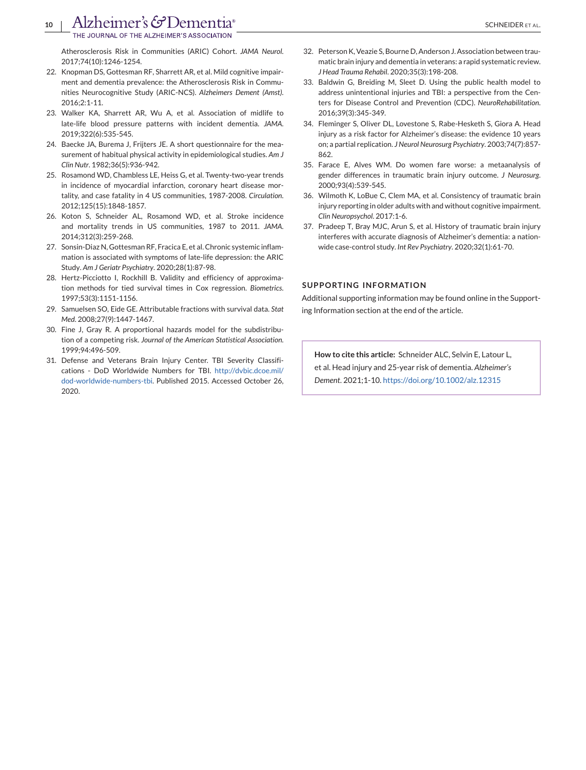Atherosclerosis Risk in Communities (ARIC) Cohort. *JAMA Neurol*. 2017;74(10):1246-1254.

22. Knopman DS, Gottesman RF, Sharrett AR, et al. Mild cognitive impairment and dementia prevalence: the Atherosclerosis Risk in Communities Neurocognitive Study (ARIC-NCS). *Alzheimers Dement (Amst)*. 2016;2:1-11.
23. Walker KA, Sharrett AR, Wu A, et al. Association of midlife to late-life blood pressure patterns with incident dementia. *JAMA*. 2019;322(6):535-545.
24. Baecke JA, Burema J, Frijters JE. A short questionnaire for the measurement of habitual physical activity in epidemiological studies. *Am J Clin Nutr*. 1982;36(5):936-942.
25. Rosamond WD, Chambless LE, Heiss G, et al. Twenty-two-year trends in incidence of myocardial infarction, coronary heart disease mortality, and case fatality in 4 US communities, 1987-2008. *Circulation*. 2012;125(15):1848-1857.
26. Koton S, Schneider AL, Rosamond WD, et al. Stroke incidence and mortality trends in US communities, 1987 to 2011. *JAMA*. 2014;312(3):259-268.
27. Sonsin-Diaz N, Gottesman RF, Fracica E, et al. Chronic systemic inflammation is associated with symptoms of late-life depression: the ARIC Study. *Am J Geriatr Psychiatry*. 2020;28(1):87-98.
28. Hertz-Picciotto I, Rockhill B. Validity and efficiency of approximation methods for tied survival times in Cox regression. *Biometrics*. 1997;53(3):1151-1156.
29. Samuelsen SO, Eide GE. Attributable fractions with survival data. *Stat Med*. 2008;27(9):1447-1467.
30. Fine J, Gray R. A proportional hazards model for the subdistribution of a competing risk. *Journal of the American Statistical Association*. 1999;94:496-509.
31. Defense and Veterans Brain Injury Center. TBI Severity Classifications - DoD Worldwide Numbers for TBI. http://dvbic.dcoe.mil/dod-worldwide-numbers-tbi. Published 2015. Accessed October 26, 2020.
32. Peterson K, Veazie S, Bourne D, Anderson J. Association between traumatic brain injury and dementia in veterans: a rapid systematic review. *J Head Trauma Rehabil*. 2020;35(3):198-208.
33. Baldwin G, Breiding M, Sleet D. Using the public health model to address unintentional injuries and TBI: a perspective from the Centers for Disease Control and Prevention (CDC). *NeuroRehabilitation*. 2016;39(3):345-349.
34. Fleminger S, Oliver DL, Lovestone S, Rabe-Hesketh S, Giora A. Head injury as a risk factor for Alzheimer's disease: the evidence 10 years on; a partial replication. *J Neurol Neurosurg Psychiatry*. 2003;74(7):857-862.
35. Farace E, Alves WM. Do women fare worse: a metaanalysis of gender differences in traumatic brain injury outcome. *J Neurosurg*. 2000;93(4):539-545.
36. Wilmoth K, LoBue C, Clem MA, et al. Consistency of traumatic brain injury reporting in older adults with and without cognitive impairment. *Clin Neuropsychol*. 2017:1-6.
37. Pradeep T, Bray MJC, Arun S, et al. History of traumatic brain injury interferes with accurate diagnosis of Alzheimer's dementia: a nationwide case-control study. *Int Rev Psychiatry*. 2020;32(1):61-70.

## SUPPORTING INFORMATION

Additional supporting information may be found online in the Supporting Information section at the end of the article.

**How to cite this article:** Schneider ALC, Selvin E, Latour L, et al. Head injury and 25-year risk of dementia. *Alzheimer's Dement*. 2021;1-10. https://doi.org/10.1002/alz.12315